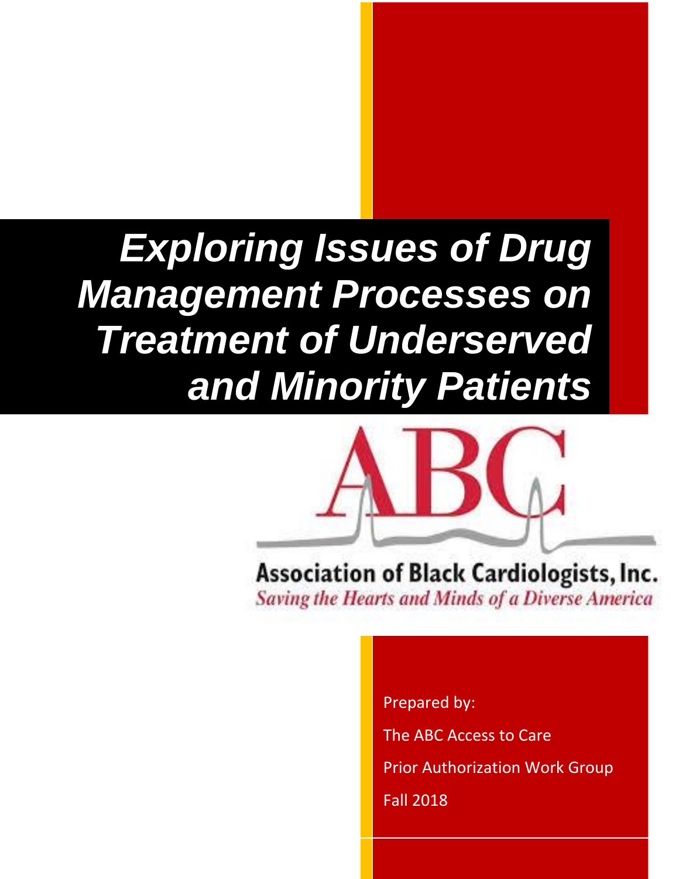# Exploring Issues of Drug Management Processes on Treatment of Underserved and Minority Patients

Association of Black Cardiologists, Inc.

*Saving the Hearts and Minds of a Diverse America*

Prepared by:

The ABC Access to Care

Prior Authorization Work Group

Fall 2018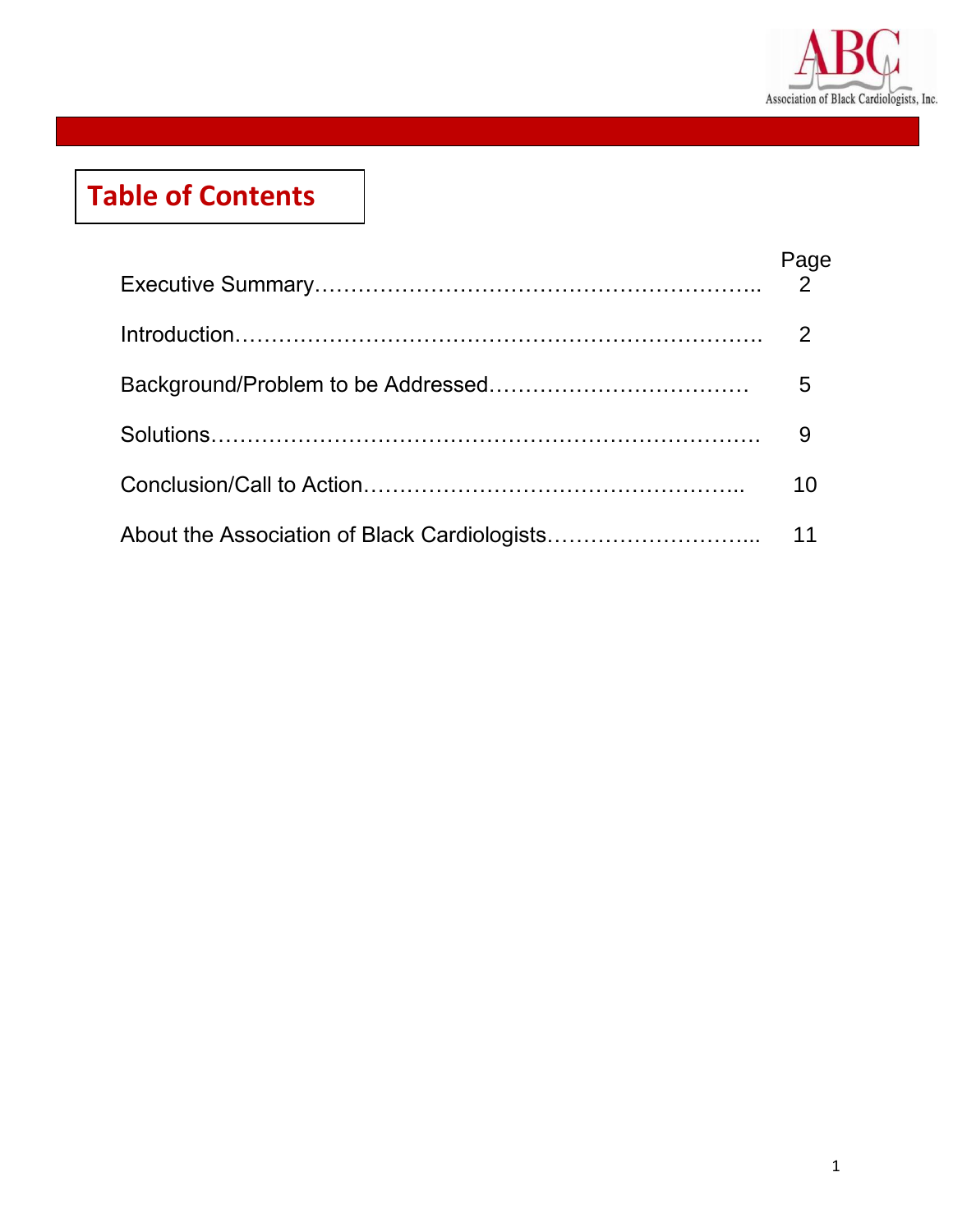# Table of Contents

| | Page |
|---|---|
| Executive Summary | 2 |
| Introduction | 2 |
| Background/Problem to be Addressed | 5 |
| Solutions | 9 |
| Conclusion/Call to Action | 10 |
| About the Association of Black Cardiologists | 11 |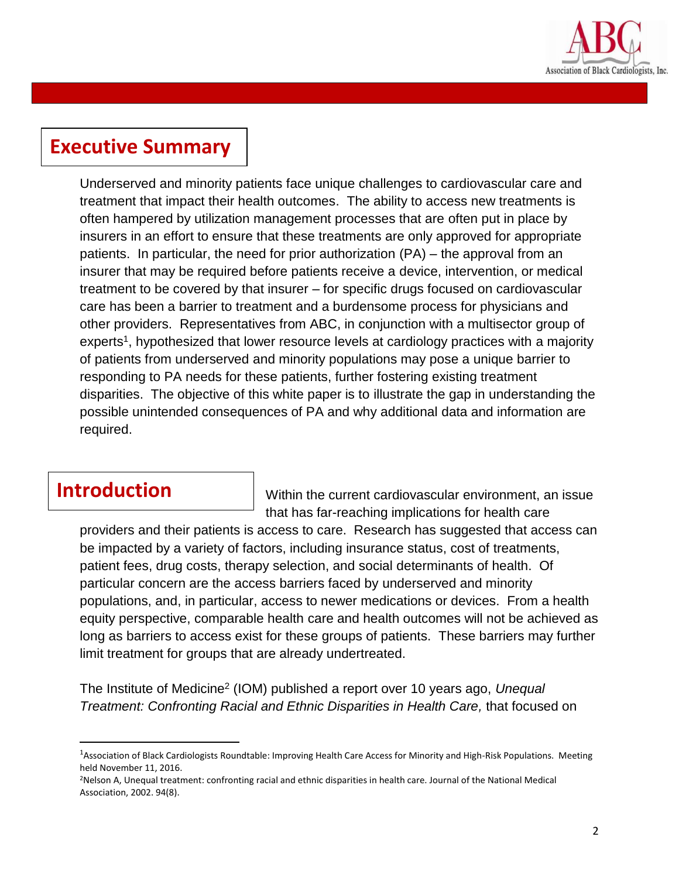## Executive Summary

Underserved and minority patients face unique challenges to cardiovascular care and treatment that impact their health outcomes. The ability to access new treatments is often hampered by utilization management processes that are often put in place by insurers in an effort to ensure that these treatments are only approved for appropriate patients. In particular, the need for prior authorization (PA) – the approval from an insurer that may be required before patients receive a device, intervention, or medical treatment to be covered by that insurer – for specific drugs focused on cardiovascular care has been a barrier to treatment and a burdensome process for physicians and other providers. Representatives from ABC, in conjunction with a multisector group of experts[1], hypothesized that lower resource levels at cardiology practices with a majority of patients from underserved and minority populations may pose a unique barrier to responding to PA needs for these patients, further fostering existing treatment disparities. The objective of this white paper is to illustrate the gap in understanding the possible unintended consequences of PA and why additional data and information are required.

## Introduction

Within the current cardiovascular environment, an issue that has far-reaching implications for health care providers and their patients is access to care. Research has suggested that access can be impacted by a variety of factors, including insurance status, cost of treatments, patient fees, drug costs, therapy selection, and social determinants of health. Of particular concern are the access barriers faced by underserved and minority populations, and, in particular, access to newer medications or devices. From a health equity perspective, comparable health care and health outcomes will not be achieved as long as barriers to access exist for these groups of patients. These barriers may further limit treatment for groups that are already undertreated.

The Institute of Medicine[2] (IOM) published a report over 10 years ago, *Unequal Treatment: Confronting Racial and Ethnic Disparities in Health Care,* that focused on

---

[1] Association of Black Cardiologists Roundtable: Improving Health Care Access for Minority and High-Risk Populations. Meeting held November 11, 2016.

[2] Nelson A, Unequal treatment: confronting racial and ethnic disparities in health care. Journal of the National Medical Association, 2002. 94(8).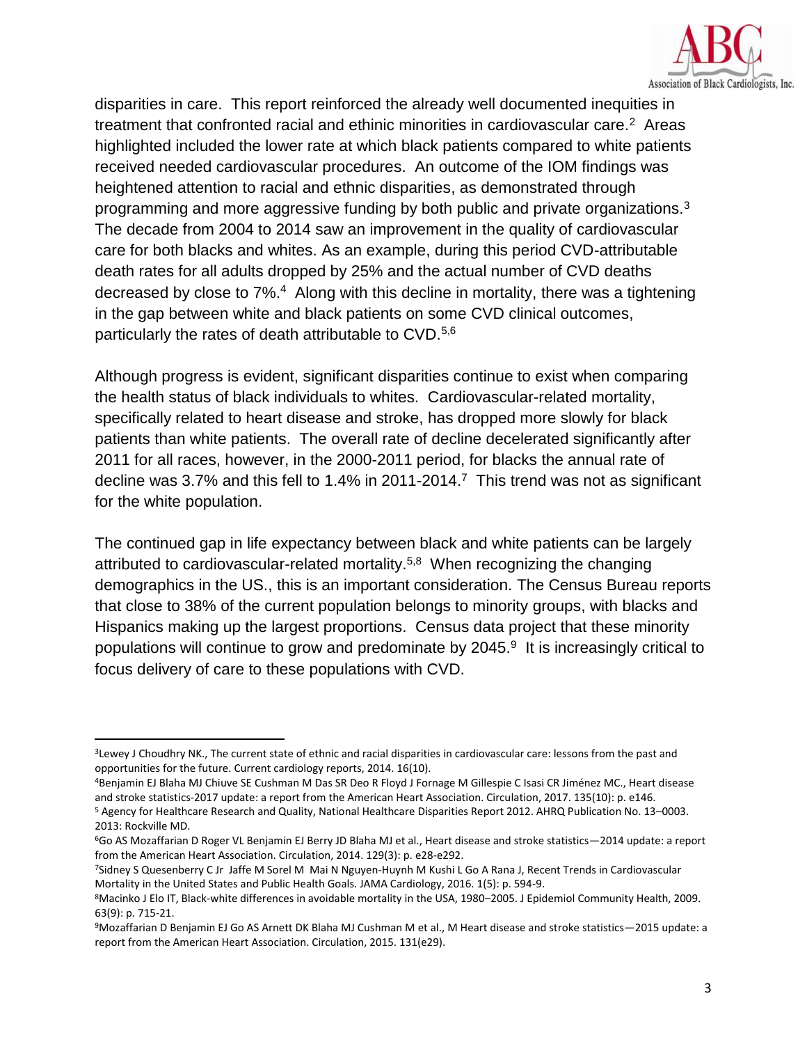disparities in care. This report reinforced the already well documented inequities in treatment that confronted racial and ethinic minorities in cardiovascular care.[2] Areas highlighted included the lower rate at which black patients compared to white patients received needed cardiovascular procedures. An outcome of the IOM findings was heightened attention to racial and ethnic disparities, as demonstrated through programming and more aggressive funding by both public and private organizations.[3] The decade from 2004 to 2014 saw an improvement in the quality of cardiovascular care for both blacks and whites. As an example, during this period CVD-attributable death rates for all adults dropped by 25% and the actual number of CVD deaths decreased by close to 7%.[4] Along with this decline in mortality, there was a tightening in the gap between white and black patients on some CVD clinical outcomes, particularly the rates of death attributable to CVD.[5,6]

Although progress is evident, significant disparities continue to exist when comparing the health status of black individuals to whites. Cardiovascular-related mortality, specifically related to heart disease and stroke, has dropped more slowly for black patients than white patients. The overall rate of decline decelerated significantly after 2011 for all races, however, in the 2000-2011 period, for blacks the annual rate of decline was 3.7% and this fell to 1.4% in 2011-2014.[7] This trend was not as significant for the white population.

The continued gap in life expectancy between black and white patients can be largely attributed to cardiovascular-related mortality.[5,8] When recognizing the changing demographics in the US., this is an important consideration. The Census Bureau reports that close to 38% of the current population belongs to minority groups, with blacks and Hispanics making up the largest proportions. Census data project that these minority populations will continue to grow and predominate by 2045.[9] It is increasingly critical to focus delivery of care to these populations with CVD.

---

[3] Lewey J Choudhry NK., The current state of ethnic and racial disparities in cardiovascular care: lessons from the past and opportunities for the future. Current cardiology reports, 2014. 16(10).

[4] Benjamin EJ Blaha MJ Chiuve SE Cushman M Das SR Deo R Floyd J Fornage M Gillespie C Isasi CR Jiménez MC., Heart disease and stroke statistics-2017 update: a report from the American Heart Association. Circulation, 2017. 135(10): p. e146.

[5] Agency for Healthcare Research and Quality, National Healthcare Disparities Report 2012. AHRQ Publication No. 13–0003. 2013: Rockville MD.

[6] Go AS Mozaffarian D Roger VL Benjamin EJ Berry JD Blaha MJ et al., Heart disease and stroke statistics—2014 update: a report from the American Heart Association. Circulation, 2014. 129(3): p. e28-e292.

[7] Sidney S Quesenberry C Jr Jaffe M Sorel M Mai N Nguyen-Huynh M Kushi L Go A Rana J, Recent Trends in Cardiovascular Mortality in the United States and Public Health Goals. JAMA Cardiology, 2016. 1(5): p. 594-9.

[8] Macinko J Elo IT, Black-white differences in avoidable mortality in the USA, 1980–2005. J Epidemiol Community Health, 2009. 63(9): p. 715-21.

[9] Mozaffarian D Benjamin EJ Go AS Arnett DK Blaha MJ Cushman M et al., M Heart disease and stroke statistics—2015 update: a report from the American Heart Association. Circulation, 2015. 131(e29).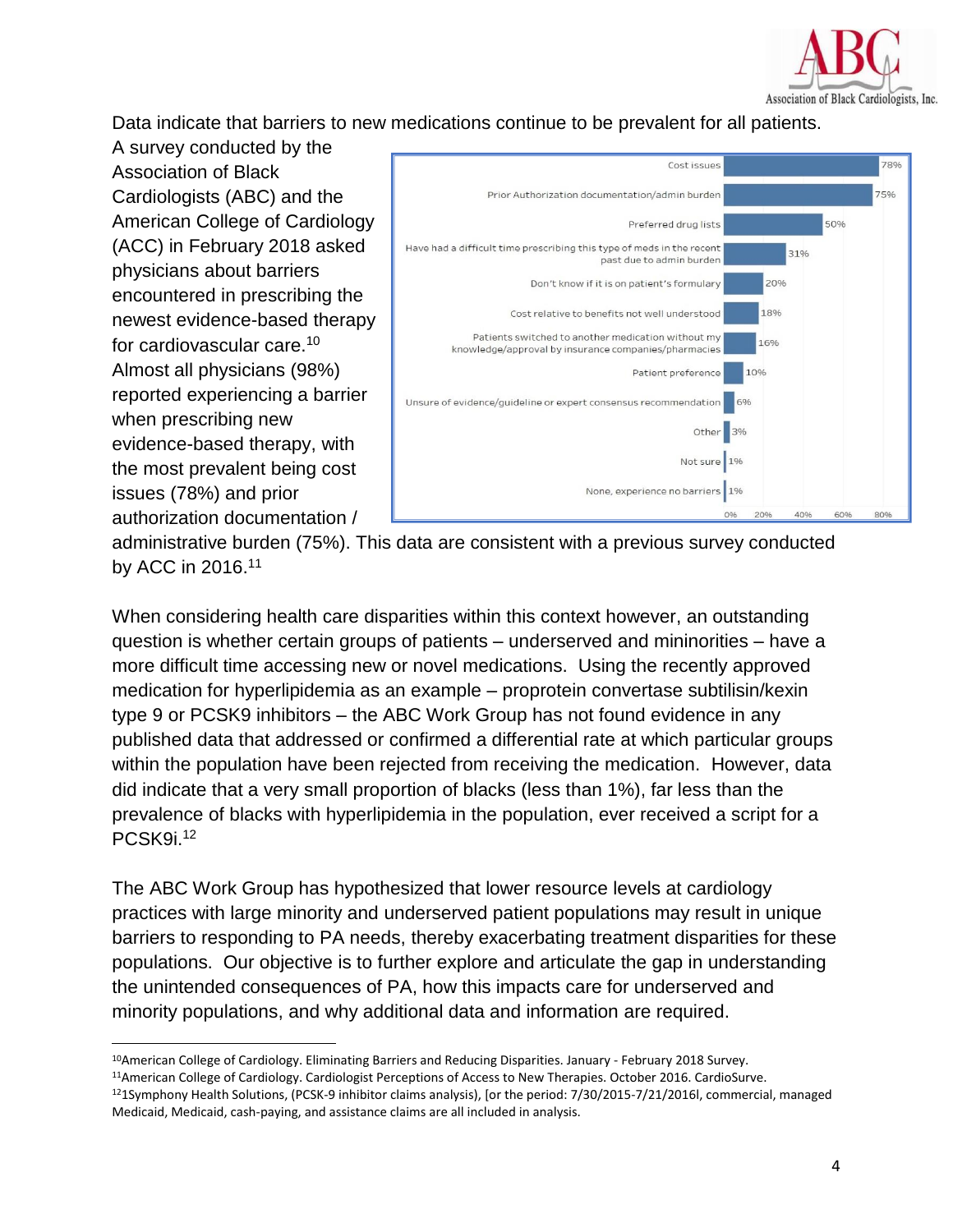Data indicate that barriers to new medications continue to be prevalent for all patients. A survey conducted by the Association of Black Cardiologists (ABC) and the American College of Cardiology (ACC) in February 2018 asked physicians about barriers encountered in prescribing the newest evidence-based therapy for cardiovascular care.[10] Almost all physicians (98%) reported experiencing a barrier when prescribing new evidence-based therapy, with the most prevalent being cost issues (78%) and prior authorization documentation / administrative burden (75%). This data are consistent with a previous survey conducted by ACC in 2016.[11]

| Barrier | Percentage |
|---|---|
| Cost issues | 78% |
| Prior Authorization documentation/admin burden | 75% |
| Preferred drug lists | 50% |
| Have had a difficult time prescribing this type of meds in the recent past due to admin burden | 31% |
| Don't know if it is on patient's formulary | 20% |
| Cost relative to benefits not well understood | 18% |
| Patients switched to another medication without my knowledge/approval by insurance companies/pharmacies | 16% |
| Patient preference | 10% |
| Unsure of evidence/guideline or expert consensus recommendation | 6% |
| Other | 3% |
| Not sure | 1% |
| None, experience no barriers | 1% |

When considering health care disparities within this context however, an outstanding question is whether certain groups of patients – underserved and mininorities – have a more difficult time accessing new or novel medications. Using the recently approved medication for hyperlipidemia as an example – proprotein convertase subtilisin/kexin type 9 or PCSK9 inhibitors – the ABC Work Group has not found evidence in any published data that addressed or confirmed a differential rate at which particular groups within the population have been rejected from receiving the medication. However, data did indicate that a very small proportion of blacks (less than 1%), far less than the prevalence of blacks with hyperlipidemia in the population, ever received a script for a PCSK9i.[12]

The ABC Work Group has hypothesized that lower resource levels at cardiology practices with large minority and underserved patient populations may result in unique barriers to responding to PA needs, thereby exacerbating treatment disparities for these populations. Our objective is to further explore and articulate the gap in understanding the unintended consequences of PA, how this impacts care for underserved and minority populations, and why additional data and information are required.

---

[10] American College of Cardiology. Eliminating Barriers and Reducing Disparities. January - February 2018 Survey.

[11] American College of Cardiology. Cardiologist Perceptions of Access to New Therapies. October 2016. CardioSurve.

[12] 1Symphony Health Solutions, (PCSK-9 inhibitor claims analysis), [or the period: 7/30/2015-7/21/2016l, commercial, managed Medicaid, Medicaid, cash-paying, and assistance claims are all included in analysis.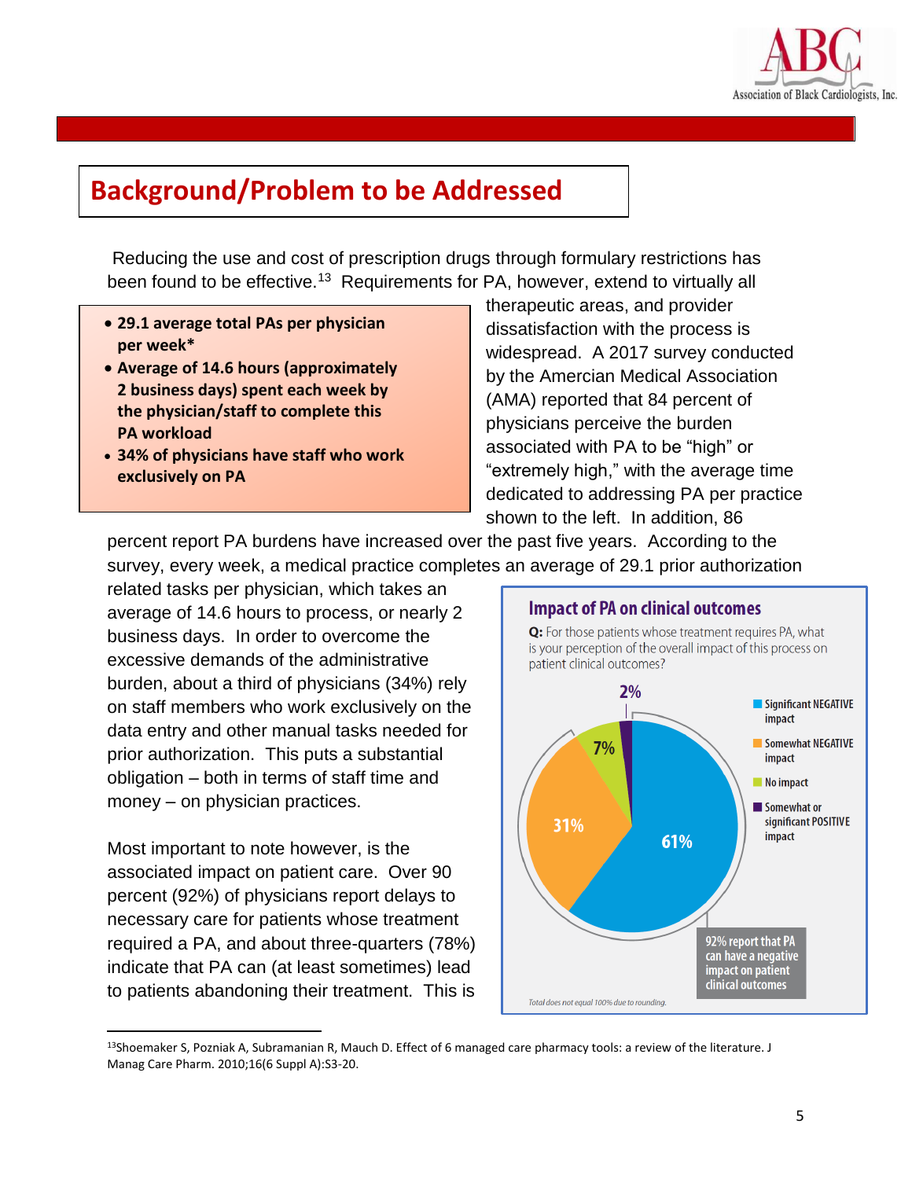## Background/Problem to be Addressed

Reducing the use and cost of prescription drugs through formulary restrictions has been found to be effective.[13] Requirements for PA, however, extend to virtually all therapeutic areas, and provider dissatisfaction with the process is widespread. A 2017 survey conducted by the American Medical Association (AMA) reported that 84 percent of physicians perceive the burden associated with PA to be "high" or "extremely high," with the average time dedicated to addressing PA per practice shown to the left. In addition, 86 percent report PA burdens have increased over the past five years. According to the survey, every week, a medical practice completes an average of 29.1 prior authorization related tasks per physician, which takes an average of 14.6 hours to process, or nearly 2 business days. In order to overcome the excessive demands of the administrative burden, about a third of physicians (34%) rely on staff members who work exclusively on the data entry and other manual tasks needed for prior authorization. This puts a substantial obligation – both in terms of staff time and money – on physician practices.

- **29.1 average total PAs per physician per week***
- **Average of 14.6 hours (approximately 2 business days) spent each week by the physician/staff to complete this PA workload**
- **34% of physicians have staff who work exclusively on PA**

Most important to note however, is the associated impact on patient care. Over 90 percent (92%) of physicians report delays to necessary care for patients whose treatment required a PA, and about three-quarters (78%) indicate that PA can (at least sometimes) lead to patients abandoning their treatment. This is

**Impact of PA on clinical outcomes**

**Q:** For those patients whose treatment requires PA, what is your perception of the overall impact of this process on patient clinical outcomes?

| Response | Percent |
|---|---|
| Significant NEGATIVE impact | 61% |
| Somewhat NEGATIVE impact | 31% |
| No impact | 7% |
| Somewhat or significant POSITIVE impact | 2% |

92% report that PA can have a negative impact on patient clinical outcomes

*Total does not equal 100% due to rounding.*

---

[13] Shoemaker S, Pozniak A, Subramanian R, Mauch D. Effect of 6 managed care pharmacy tools: a review of the literature. J Manag Care Pharm. 2010;16(6 Suppl A):S3-20.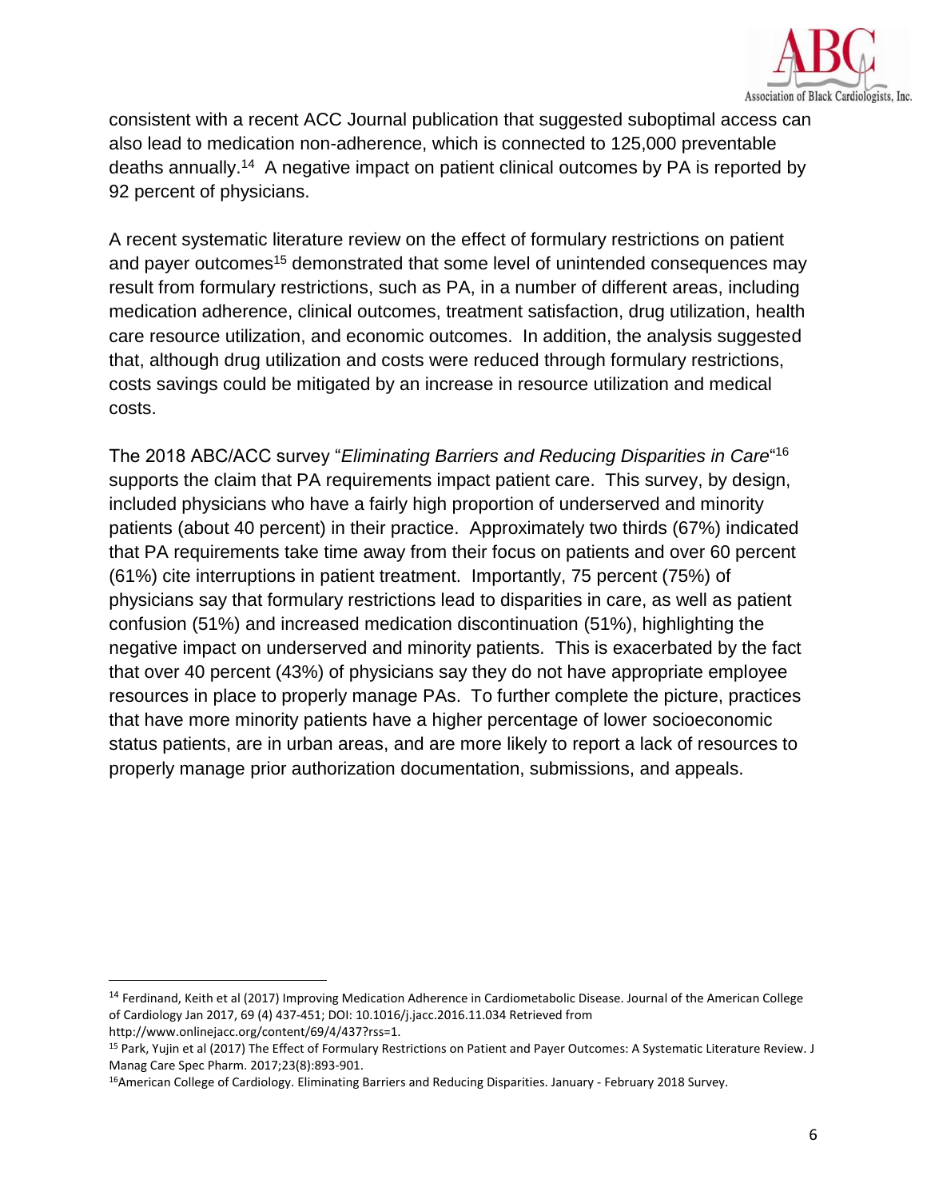consistent with a recent ACC Journal publication that suggested suboptimal access can also lead to medication non-adherence, which is connected to 125,000 preventable deaths annually.[14] A negative impact on patient clinical outcomes by PA is reported by 92 percent of physicians.

A recent systematic literature review on the effect of formulary restrictions on patient and payer outcomes[15] demonstrated that some level of unintended consequences may result from formulary restrictions, such as PA, in a number of different areas, including medication adherence, clinical outcomes, treatment satisfaction, drug utilization, health care resource utilization, and economic outcomes. In addition, the analysis suggested that, although drug utilization and costs were reduced through formulary restrictions, costs savings could be mitigated by an increase in resource utilization and medical costs.

The 2018 ABC/ACC survey "*Eliminating Barriers and Reducing Disparities in Care*"[16] supports the claim that PA requirements impact patient care. This survey, by design, included physicians who have a fairly high proportion of underserved and minority patients (about 40 percent) in their practice. Approximately two thirds (67%) indicated that PA requirements take time away from their focus on patients and over 60 percent (61%) cite interruptions in patient treatment. Importantly, 75 percent (75%) of physicians say that formulary restrictions lead to disparities in care, as well as patient confusion (51%) and increased medication discontinuation (51%), highlighting the negative impact on underserved and minority patients. This is exacerbated by the fact that over 40 percent (43%) of physicians say they do not have appropriate employee resources in place to properly manage PAs. To further complete the picture, practices that have more minority patients have a higher percentage of lower socioeconomic status patients, are in urban areas, and are more likely to report a lack of resources to properly manage prior authorization documentation, submissions, and appeals.

---

[14] Ferdinand, Keith et al (2017) Improving Medication Adherence in Cardiometabolic Disease. Journal of the American College of Cardiology Jan 2017, 69 (4) 437-451; DOI: 10.1016/j.jacc.2016.11.034 Retrieved from http://www.onlinejacc.org/content/69/4/437?rss=1.

[15] Park, Yujin et al (2017) The Effect of Formulary Restrictions on Patient and Payer Outcomes: A Systematic Literature Review. J Manag Care Spec Pharm. 2017;23(8):893-901.

[16] American College of Cardiology. Eliminating Barriers and Reducing Disparities. January - February 2018 Survey.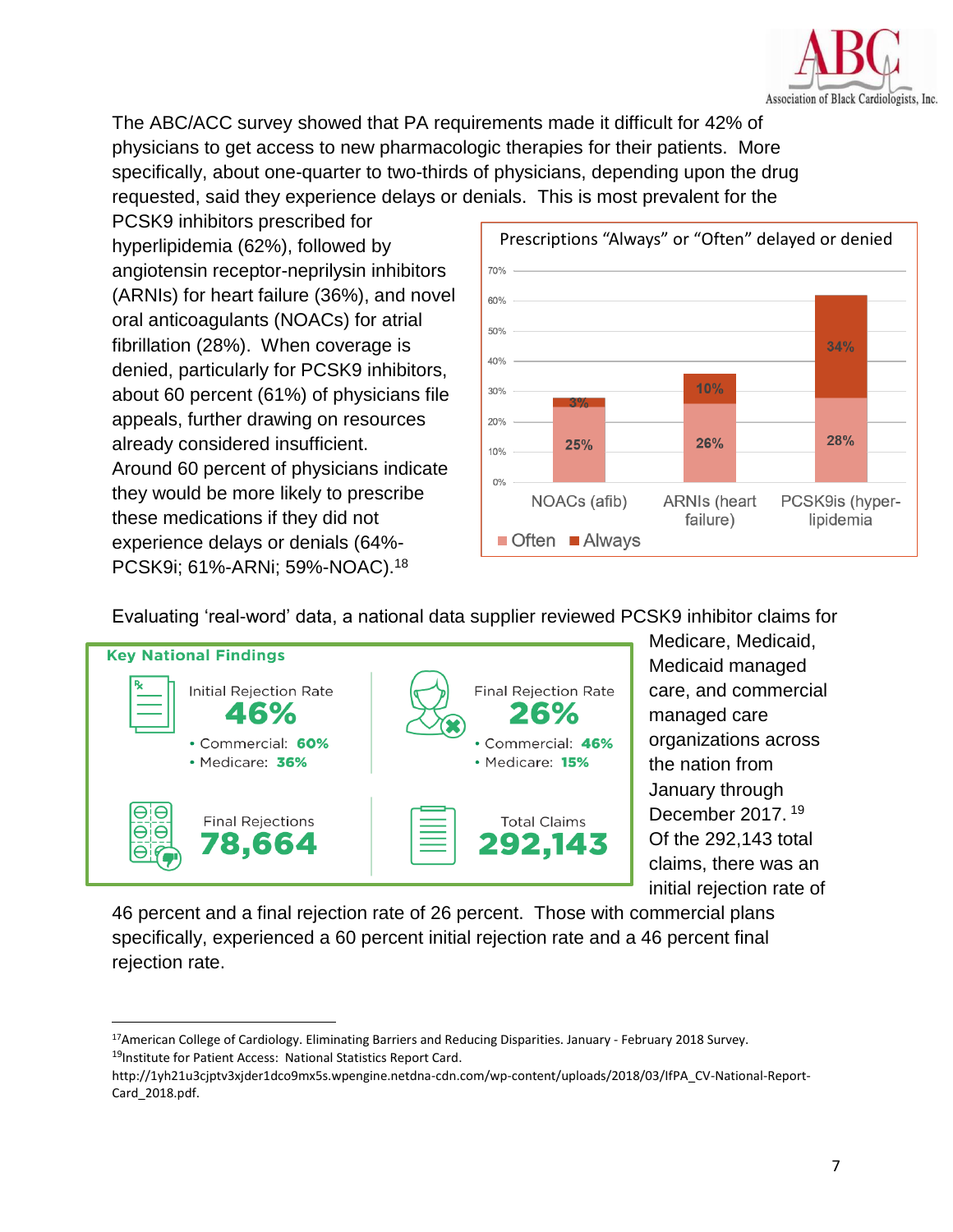The ABC/ACC survey showed that PA requirements made it difficult for 42% of physicians to get access to new pharmacologic therapies for their patients. More specifically, about one-quarter to two-thirds of physicians, depending upon the drug requested, said they experience delays or denials. This is most prevalent for the PCSK9 inhibitors prescribed for hyperlipidemia (62%), followed by angiotensin receptor-neprilysin inhibitors (ARNIs) for heart failure (36%), and novel oral anticoagulants (NOACs) for atrial fibrillation (28%). When coverage is denied, particularly for PCSK9 inhibitors, about 60 percent (61%) of physicians file appeals, further drawing on resources already considered insufficient. Around 60 percent of physicians indicate they would be more likely to prescribe these medications if they did not experience delays or denials (64%-PCSK9i; 61%-ARNi; 59%-NOAC).[18]

**Prescriptions "Always" or "Often" delayed or denied**

| | NOACs (afib) | ARNIs (heart failure) | PCSK9is (hyper-lipidemia |
|---|---|---|---|
| Often | 25% | 26% | 28% |
| Always | 3% | 10% | 34% |

Evaluating 'real-word' data, a national data supplier reviewed PCSK9 inhibitor claims for Medicare, Medicaid, Medicaid managed care, and commercial managed care organizations across the nation from January through December 2017.[19] Of the 292,143 total claims, there was an initial rejection rate of 46 percent and a final rejection rate of 26 percent. Those with commercial plans specifically, experienced a 60 percent initial rejection rate and a 46 percent final rejection rate.

**Key National Findings**

- Initial Rejection Rate **46%**
  - Commercial: **60%**
  - Medicare: **36%**
- Final Rejection Rate **26%**
  - Commercial: **46%**
  - Medicare: **15%**
- Final Rejections **78,664**
- Total Claims **292,143**

---

[17] American College of Cardiology. Eliminating Barriers and Reducing Disparities. January - February 2018 Survey.

[19] Institute for Patient Access: National Statistics Report Card. http://1yh21u3cjptv3xjder1dco9mx5s.wpengine.netdna-cdn.com/wp-content/uploads/2018/03/IfPA_CV-National-Report-Card_2018.pdf.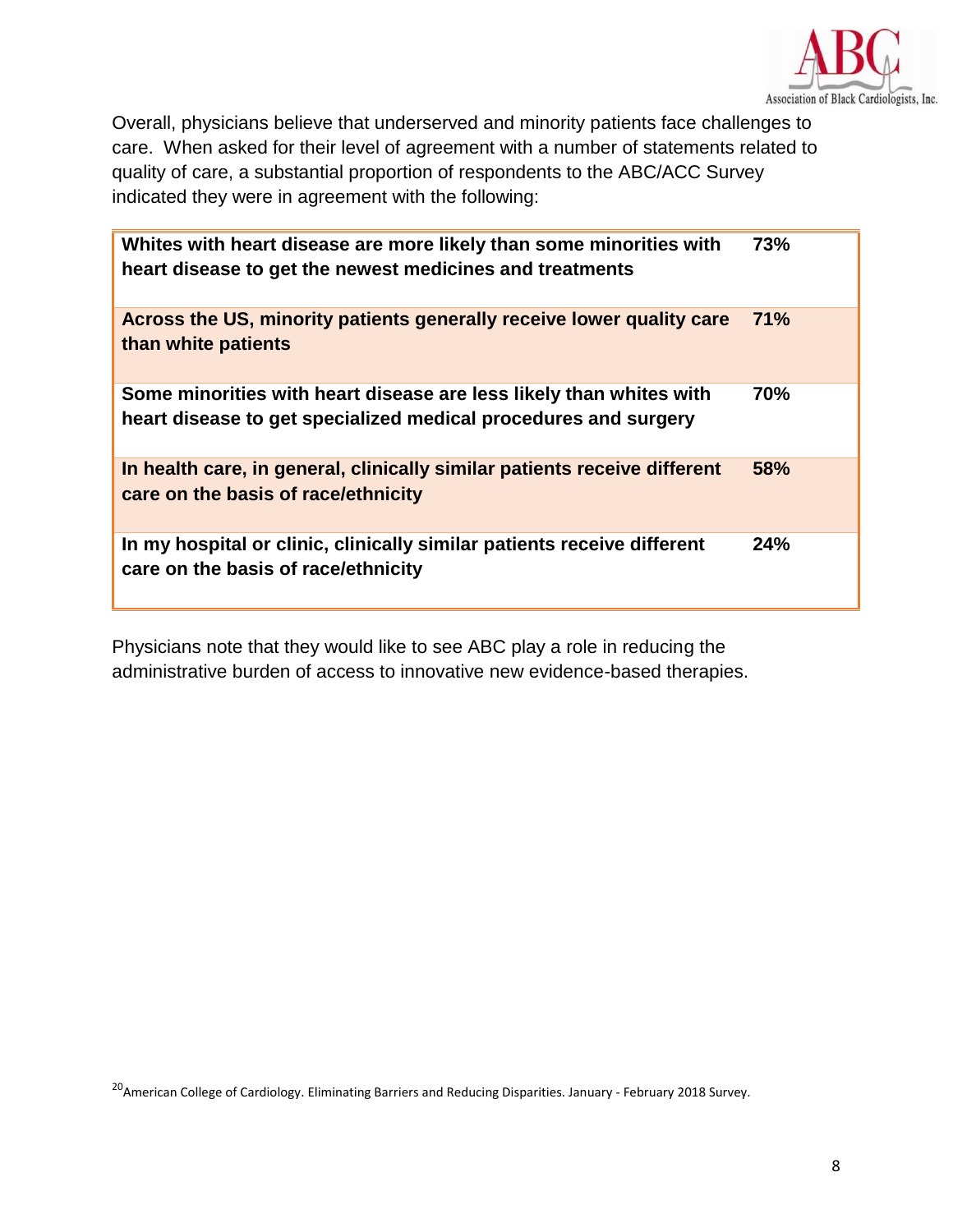Overall, physicians believe that underserved and minority patients face challenges to care. When asked for their level of agreement with a number of statements related to quality of care, a substantial proportion of respondents to the ABC/ACC Survey indicated they were in agreement with the following:

| Statement | Agreement |
|---|---|
| **Whites with heart disease are more likely than some minorities with heart disease to get the newest medicines and treatments** | **73%** |
| **Across the US, minority patients generally receive lower quality care than white patients** | **71%** |
| **Some minorities with heart disease are less likely than whites with heart disease to get specialized medical procedures and surgery** | **70%** |
| **In health care, in general, clinically similar patients receive different care on the basis of race/ethnicity** | **58%** |
| **In my hospital or clinic, clinically similar patients receive different care on the basis of race/ethnicity** | **24%** |

Physicians note that they would like to see ABC play a role in reducing the administrative burden of access to innovative new evidence-based therapies.

[20] American College of Cardiology. Eliminating Barriers and Reducing Disparities. January - February 2018 Survey.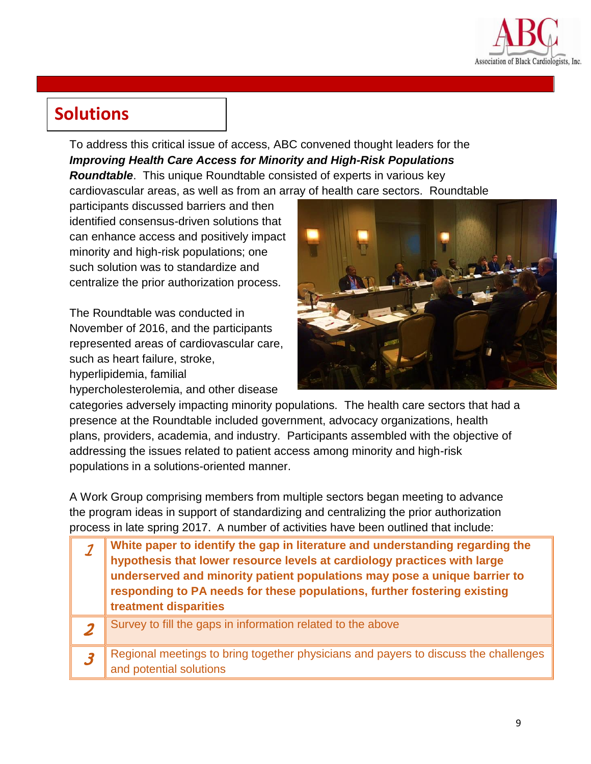## Solutions

To address this critical issue of access, ABC convened thought leaders for the ***Improving Health Care Access for Minority and High-Risk Populations Roundtable***. This unique Roundtable consisted of experts in various key cardiovascular areas, as well as from an array of health care sectors. Roundtable participants discussed barriers and then identified consensus-driven solutions that can enhance access and positively impact minority and high-risk populations; one such solution was to standardize and centralize the prior authorization process.

The Roundtable was conducted in November of 2016, and the participants represented areas of cardiovascular care, such as heart failure, stroke, hyperlipidemia, familial hypercholesterolemia, and other disease categories adversely impacting minority populations. The health care sectors that had a presence at the Roundtable included government, advocacy organizations, health plans, providers, academia, and industry. Participants assembled with the objective of addressing the issues related to patient access among minority and high-risk populations in a solutions-oriented manner.

A Work Group comprising members from multiple sectors began meeting to advance the program ideas in support of standardizing and centralizing the prior authorization process in late spring 2017. A number of activities have been outlined that include:

| | |
|---|---|
| 1 | **White paper to identify the gap in literature and understanding regarding the hypothesis that lower resource levels at cardiology practices with large underserved and minority patient populations may pose a unique barrier to responding to PA needs for these populations, further fostering existing treatment disparities** |
| 2 | Survey to fill the gaps in information related to the above |
| 3 | Regional meetings to bring together physicians and payers to discuss the challenges and potential solutions |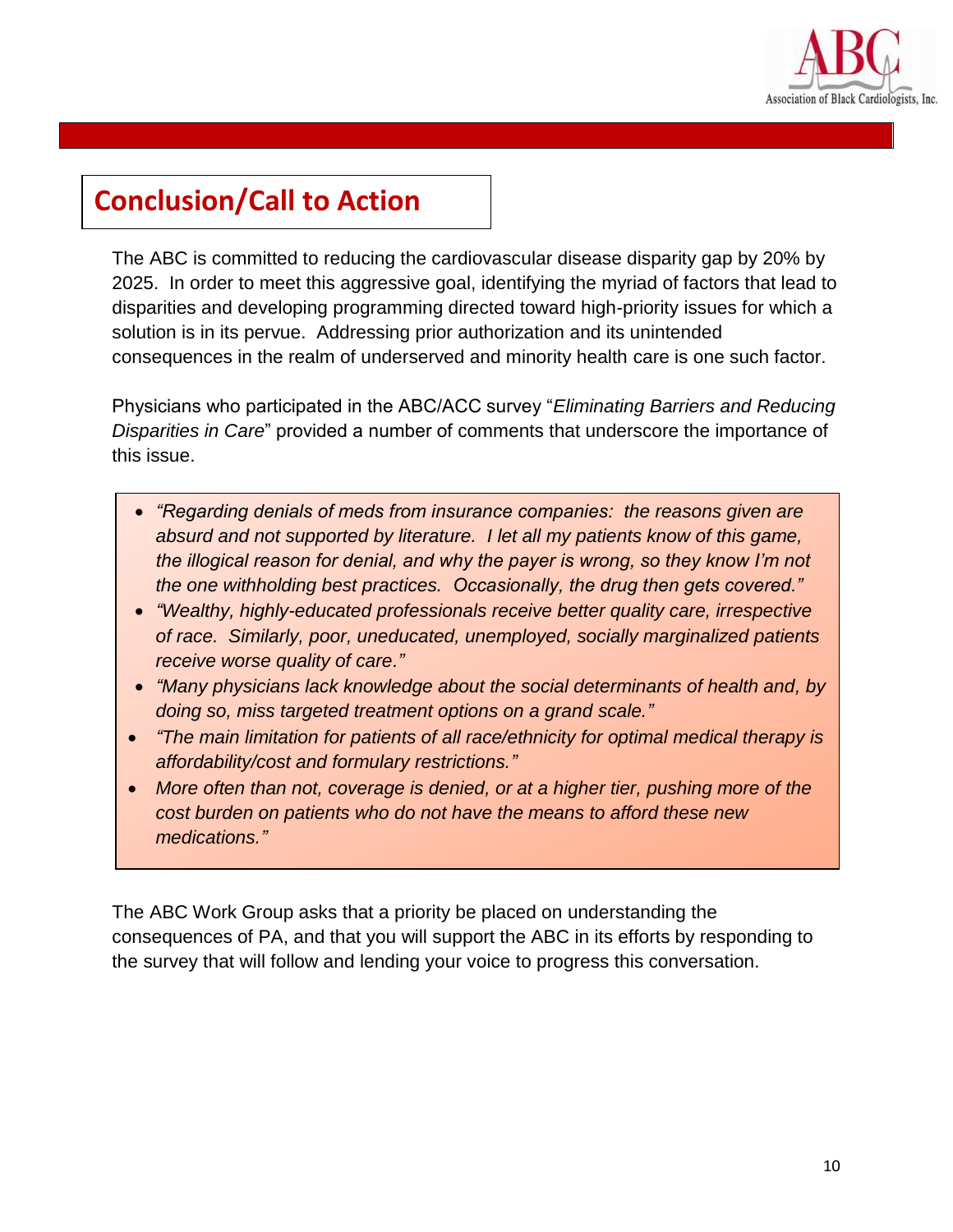## Conclusion/Call to Action

The ABC is committed to reducing the cardiovascular disease disparity gap by 20% by 2025. In order to meet this aggressive goal, identifying the myriad of factors that lead to disparities and developing programming directed toward high-priority issues for which a solution is in its pervue. Addressing prior authorization and its unintended consequences in the realm of underserved and minority health care is one such factor.

Physicians who participated in the ABC/ACC survey "*Eliminating Barriers and Reducing Disparities in Care*" provided a number of comments that underscore the importance of this issue.

- *"Regarding denials of meds from insurance companies: the reasons given are absurd and not supported by literature. I let all my patients know of this game, the illogical reason for denial, and why the payer is wrong, so they know I'm not the one withholding best practices. Occasionally, the drug then gets covered."*
- *"Wealthy, highly-educated professionals receive better quality care, irrespective of race. Similarly, poor, uneducated, unemployed, socially marginalized patients receive worse quality of care."*
- *"Many physicians lack knowledge about the social determinants of health and, by doing so, miss targeted treatment options on a grand scale."*
- *"The main limitation for patients of all race/ethnicity for optimal medical therapy is affordability/cost and formulary restrictions."*
- *More often than not, coverage is denied, or at a higher tier, pushing more of the cost burden on patients who do not have the means to afford these new medications."*

The ABC Work Group asks that a priority be placed on understanding the consequences of PA, and that you will support the ABC in its efforts by responding to the survey that will follow and lending your voice to progress this conversation.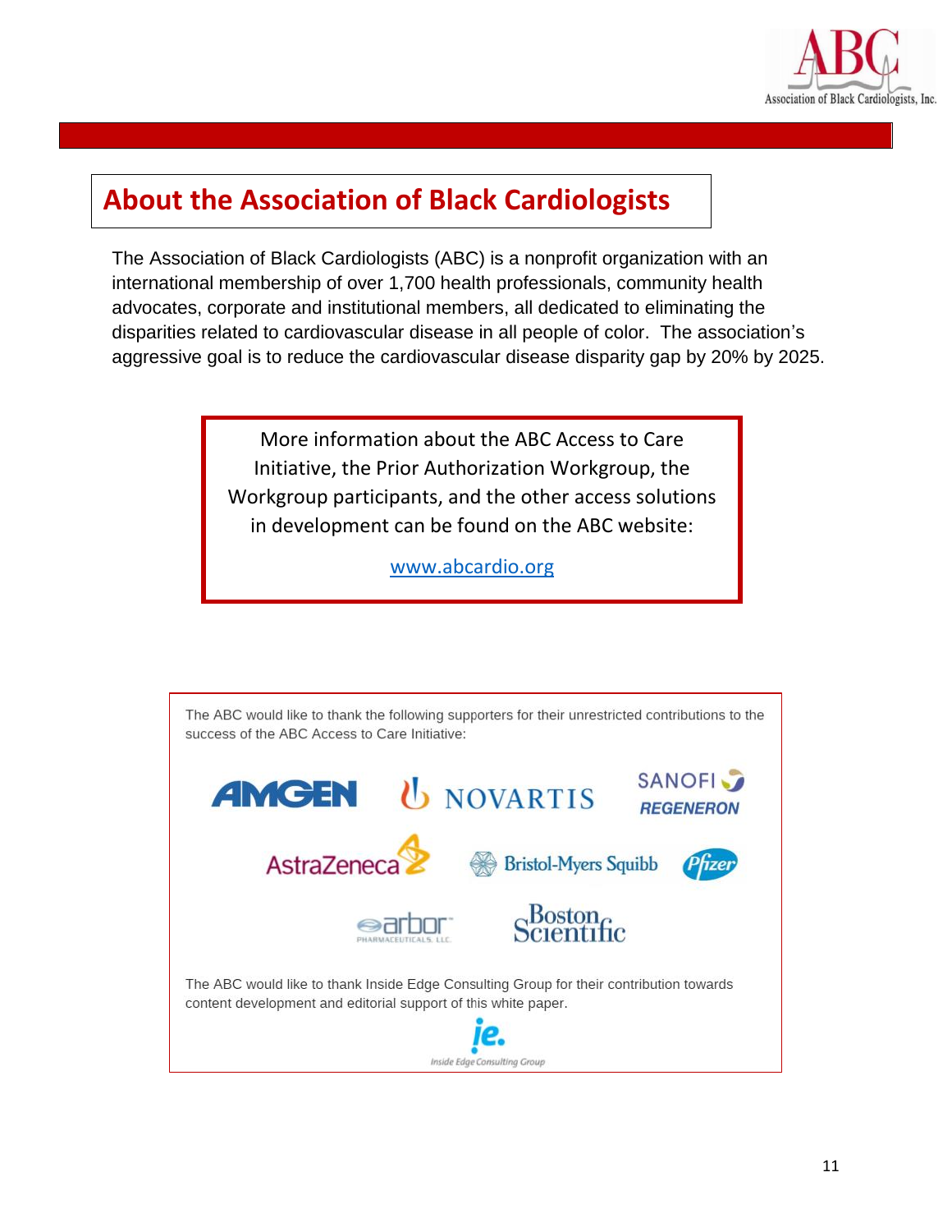## About the Association of Black Cardiologists

The Association of Black Cardiologists (ABC) is a nonprofit organization with an international membership of over 1,700 health professionals, community health advocates, corporate and institutional members, all dedicated to eliminating the disparities related to cardiovascular disease in all people of color. The association's aggressive goal is to reduce the cardiovascular disease disparity gap by 20% by 2025.

More information about the ABC Access to Care Initiative, the Prior Authorization Workgroup, the Workgroup participants, and the other access solutions in development can be found on the ABC website:

www.abcardio.org

The ABC would like to thank the following supporters for their unrestricted contributions to the success of the ABC Access to Care Initiative:

AMGEN

NOVARTIS

SANOFI REGENERON

AstraZeneca

Bristol-Myers Squibb

Pfizer

arbor PHARMACEUTICALS, LLC

Boston Scientific

The ABC would like to thank Inside Edge Consulting Group for their contribution towards content development and editorial support of this white paper.

ie. Inside Edge Consulting Group